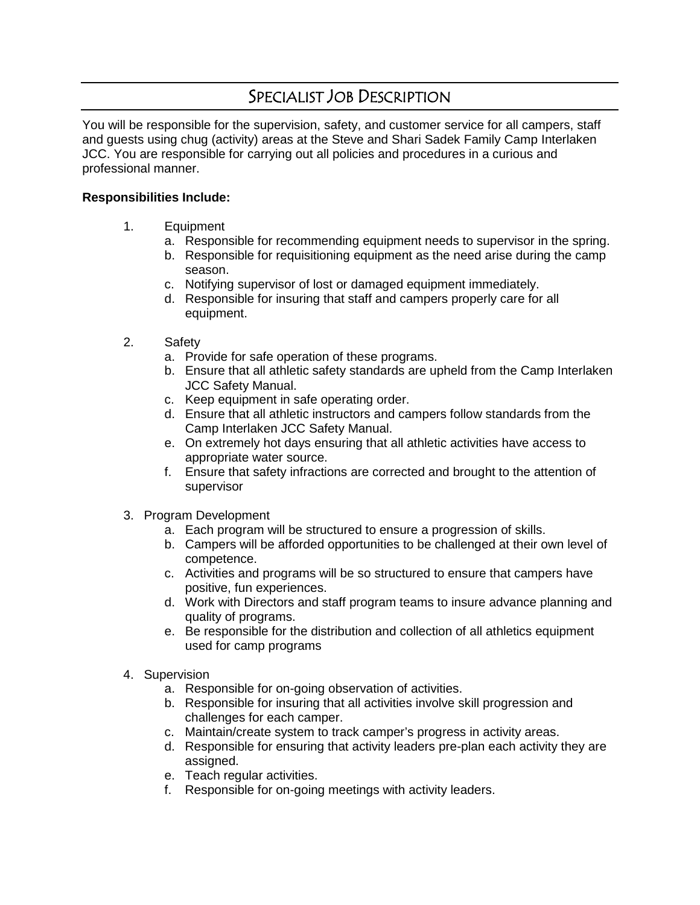# Specialist Job Description

You will be responsible for the supervision, safety, and customer service for all campers, staff and guests using chug (activity) areas at the Steve and Shari Sadek Family Camp Interlaken JCC. You are responsible for carrying out all policies and procedures in a curious and professional manner.

**Responsibilities Include:**

1. Equipment
    a. Responsible for recommending equipment needs to supervisor in the spring.
    b. Responsible for requisitioning equipment as the need arise during the camp season.
    c. Notifying supervisor of lost or damaged equipment immediately.
    d. Responsible for insuring that staff and campers properly care for all equipment.

2. Safety
    a. Provide for safe operation of these programs.
    b. Ensure that all athletic safety standards are upheld from the Camp Interlaken JCC Safety Manual.
    c. Keep equipment in safe operating order.
    d. Ensure that all athletic instructors and campers follow standards from the Camp Interlaken JCC Safety Manual.
    e. On extremely hot days ensuring that all athletic activities have access to appropriate water source.
    f. Ensure that safety infractions are corrected and brought to the attention of supervisor

3. Program Development
    a. Each program will be structured to ensure a progression of skills.
    b. Campers will be afforded opportunities to be challenged at their own level of competence.
    c. Activities and programs will be so structured to ensure that campers have positive, fun experiences.
    d. Work with Directors and staff program teams to insure advance planning and quality of programs.
    e. Be responsible for the distribution and collection of all athletics equipment used for camp programs

4. Supervision
    a. Responsible for on-going observation of activities.
    b. Responsible for insuring that all activities involve skill progression and challenges for each camper.
    c. Maintain/create system to track camper's progress in activity areas.
    d. Responsible for ensuring that activity leaders pre-plan each activity they are assigned.
    e. Teach regular activities.
    f. Responsible for on-going meetings with activity leaders.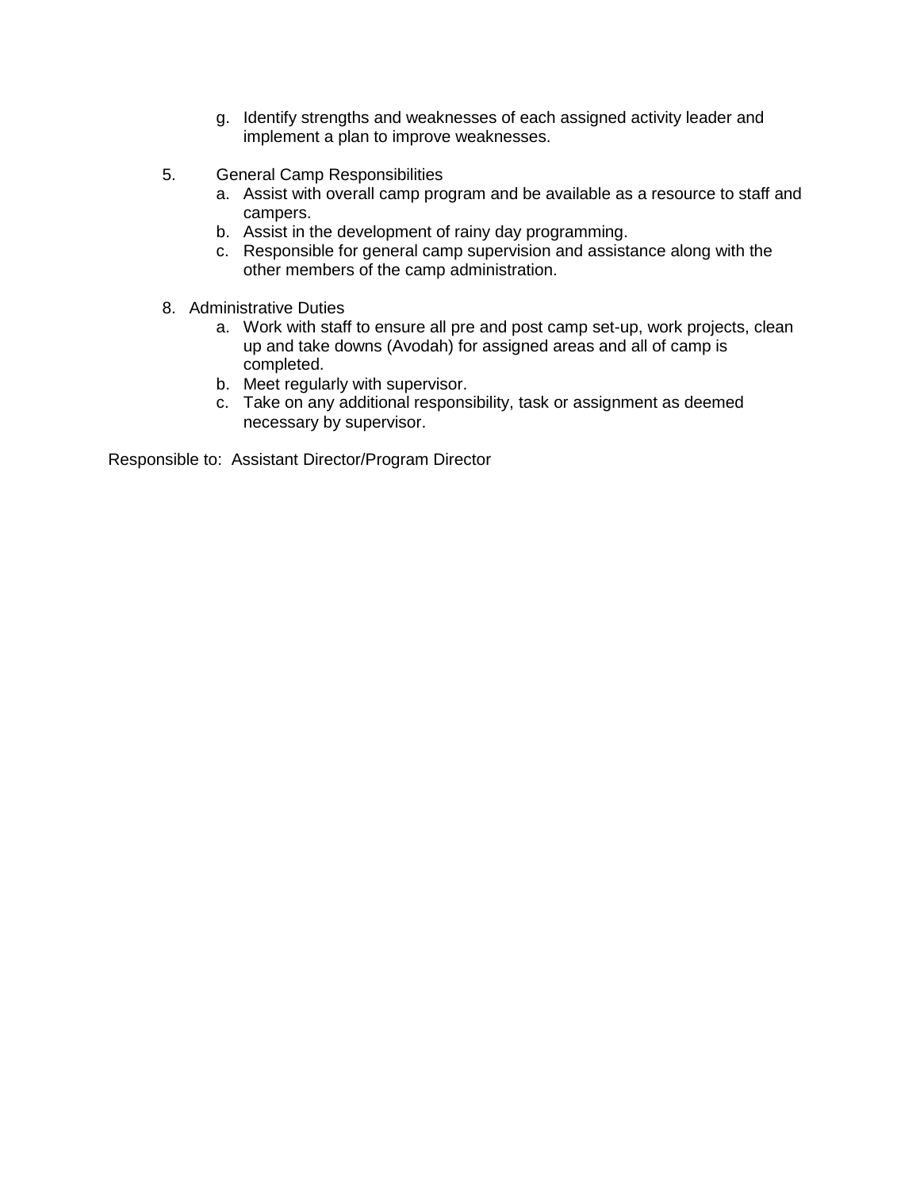g. Identify strengths and weaknesses of each assigned activity leader and implement a plan to improve weaknesses.

5. General Camp Responsibilities
   a. Assist with overall camp program and be available as a resource to staff and campers.
   b. Assist in the development of rainy day programming.
   c. Responsible for general camp supervision and assistance along with the other members of the camp administration.

8. Administrative Duties
   a. Work with staff to ensure all pre and post camp set-up, work projects, clean up and take downs (Avodah) for assigned areas and all of camp is completed.
   b. Meet regularly with supervisor.
   c. Take on any additional responsibility, task or assignment as deemed necessary by supervisor.

Responsible to: Assistant Director/Program Director